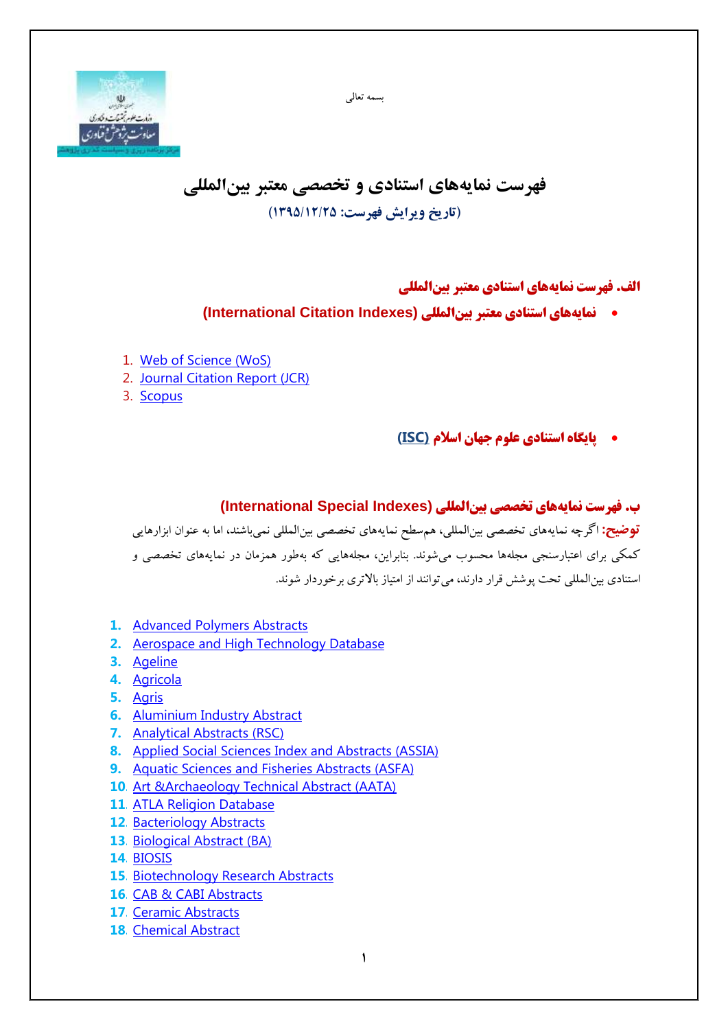بسمه تعالی

# فهرست نمایه‌های استنادی و تخصصی معتبر بین‌المللی

**(تاریخ ویرایش فهرست: ۱۳۹۵/۱۲/۲۵)**

## الف. فهرست نمایه‌های استنادی معتبر بین‌المللی

- **نمایه‌های استنادی معتبر بین‌المللی (International Citation Indexes)**

1. Web of Science (WoS)
2. Journal Citation Report (JCR)
3. Scopus

- **پایگاه استنادی علوم جهان اسلام (ISC)**

## ب. فهرست نمایه‌های تخصصی بین‌المللی (International Special Indexes)

**توضیح:** اگرچه نمایه‌های تخصصی بین‌المللی، هم‌سطح نمایه‌های تخصصی بین‌المللی نمی‌باشند، اما به عنوان ابزارهایی کمکی برای اعتبارسنجی مجله‌ها محسوب می‌شوند. بنابراین، مجله‌هایی که به‌طور همزمان در نمایه‌های تخصصی و استنادی بین‌المللی تحت پوشش قرار دارند، می‌توانند از امتیاز بالاتری برخوردار شوند.

1. Advanced Polymers Abstracts
2. Aerospace and High Technology Database
3. Ageline
4. Agricola
5. Agris
6. Aluminium Industry Abstract
7. Analytical Abstracts (RSC)
8. Applied Social Sciences Index and Abstracts (ASSIA)
9. Aquatic Sciences and Fisheries Abstracts (ASFA)
10. Art &Archaeology Technical Abstract (AATA)
11. ATLA Religion Database
12. Bacteriology Abstracts
13. Biological Abstract (BA)
14. BIOSIS
15. Biotechnology Research Abstracts
16. CAB & CABI Abstracts
17. Ceramic Abstracts
18. Chemical Abstract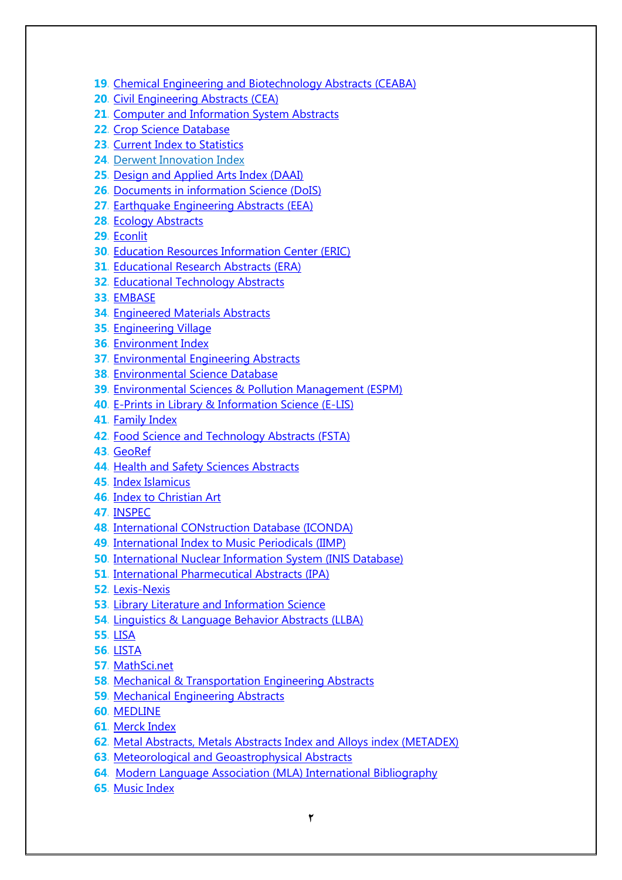19. Chemical Engineering and Biotechnology Abstracts (CEABA)
20. Civil Engineering Abstracts (CEA)
21. Computer and Information System Abstracts
22. Crop Science Database
23. Current Index to Statistics
24. Derwent Innovation Index
25. Design and Applied Arts Index (DAAI)
26. Documents in information Science (DoIS)
27. Earthquake Engineering Abstracts (EEA)
28. Ecology Abstracts
29. Econlit
30. Education Resources Information Center (ERIC)
31. Educational Research Abstracts (ERA)
32. Educational Technology Abstracts
33. EMBASE
34. Engineered Materials Abstracts
35. Engineering Village
36. Environment Index
37. Environmental Engineering Abstracts
38. Environmental Science Database
39. Environmental Sciences & Pollution Management (ESPM)
40. E-Prints in Library & Information Science (E-LIS)
41. Family Index
42. Food Science and Technology Abstracts (FSTA)
43. GeoRef
44. Health and Safety Sciences Abstracts
45. Index Islamicus
46. Index to Christian Art
47. INSPEC
48. International CONstruction Database (ICONDA)
49. International Index to Music Periodicals (IIMP)
50. International Nuclear Information System (INIS Database)
51. International Pharmaceutical Abstracts (IPA)
52. Lexis-Nexis
53. Library Literature and Information Science
54. Linguistics & Language Behavior Abstracts (LLBA)
55. LISA
56. LISTA
57. MathSci.net
58. Mechanical & Transportation Engineering Abstracts
59. Mechanical Engineering Abstracts
60. MEDLINE
61. Merck Index
62. Metal Abstracts, Metals Abstracts Index and Alloys index (METADEX)
63. Meteorological and Geoastrophysical Abstracts
64. Modern Language Association (MLA) International Bibliography
65. Music Index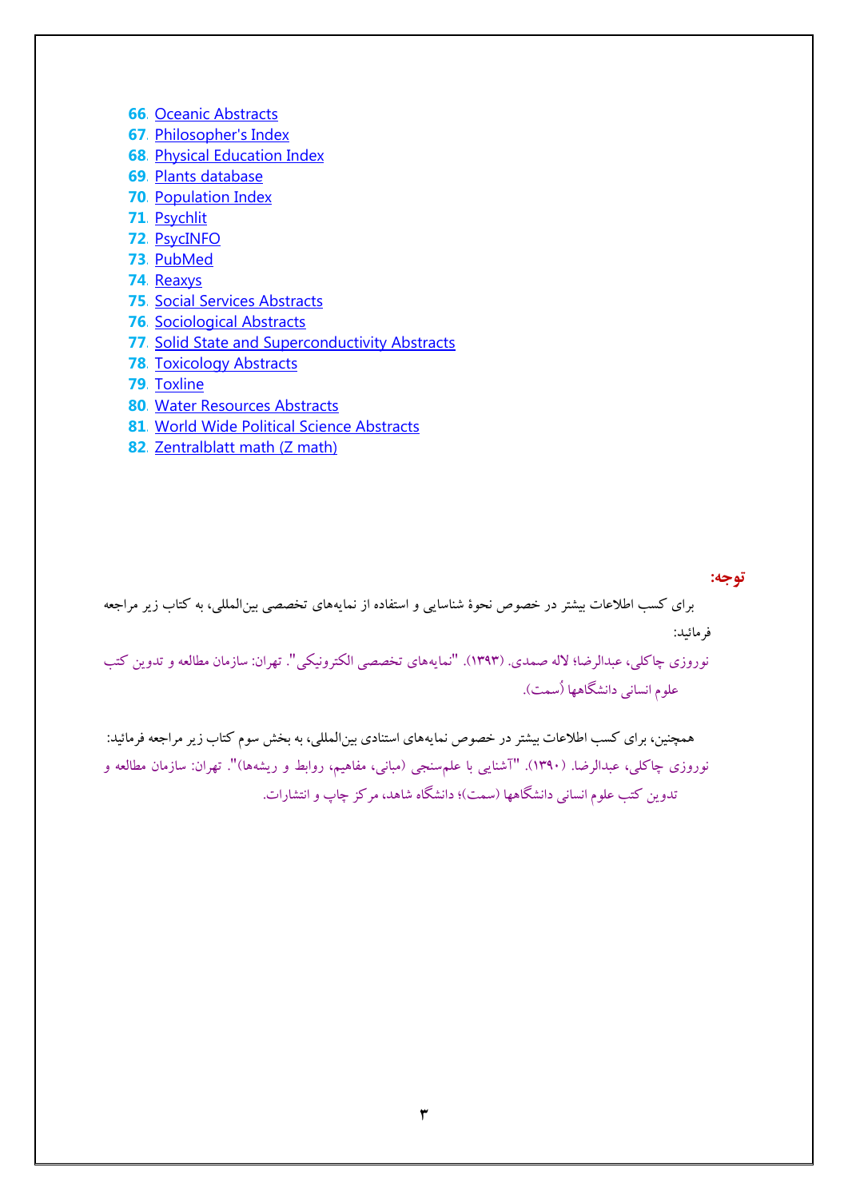66. Oceanic Abstracts
67. Philosopher's Index
68. Physical Education Index
69. Plants database
70. Population Index
71. Psychlit
72. PsycINFO
73. PubMed
74. Reaxys
75. Social Services Abstracts
76. Sociological Abstracts
77. Solid State and Superconductivity Abstracts
78. Toxicology Abstracts
79. Toxline
80. Water Resources Abstracts
81. World Wide Political Science Abstracts
82. Zentralblatt math (Z math)

**توجه:**

برای کسب اطلاعات بیشتر در خصوص نحوۀ شناسایی و استفاده از نمایه‌های تخصصی بین‌المللی، به کتاب زیر مراجعه فرمائید:

نوروزی چاکلی، عبدالرضا؛ لاله صمدی. (۱۳۹۳). "نمایه‌های تخصصی الکترونیکی". تهران: سازمان مطالعه و تدوین کتب علوم انسانی دانشگاهها (سمت).

همچنین، برای کسب اطلاعات بیشتر در خصوص نمایه‌های استنادی بین‌المللی، به بخش سوم کتاب زیر مراجعه فرمائید:

نوروزی چاکلی، عبدالرضا. (۱۳۹۰). "آشنایی با علم‌سنجی (مبانی، مفاهیم، روابط و ریشه‌ها)". تهران: سازمان مطالعه و تدوین کتب علوم انسانی دانشگاهها (سمت)؛ دانشگاه شاهد، مرکز چاپ و انتشارات.